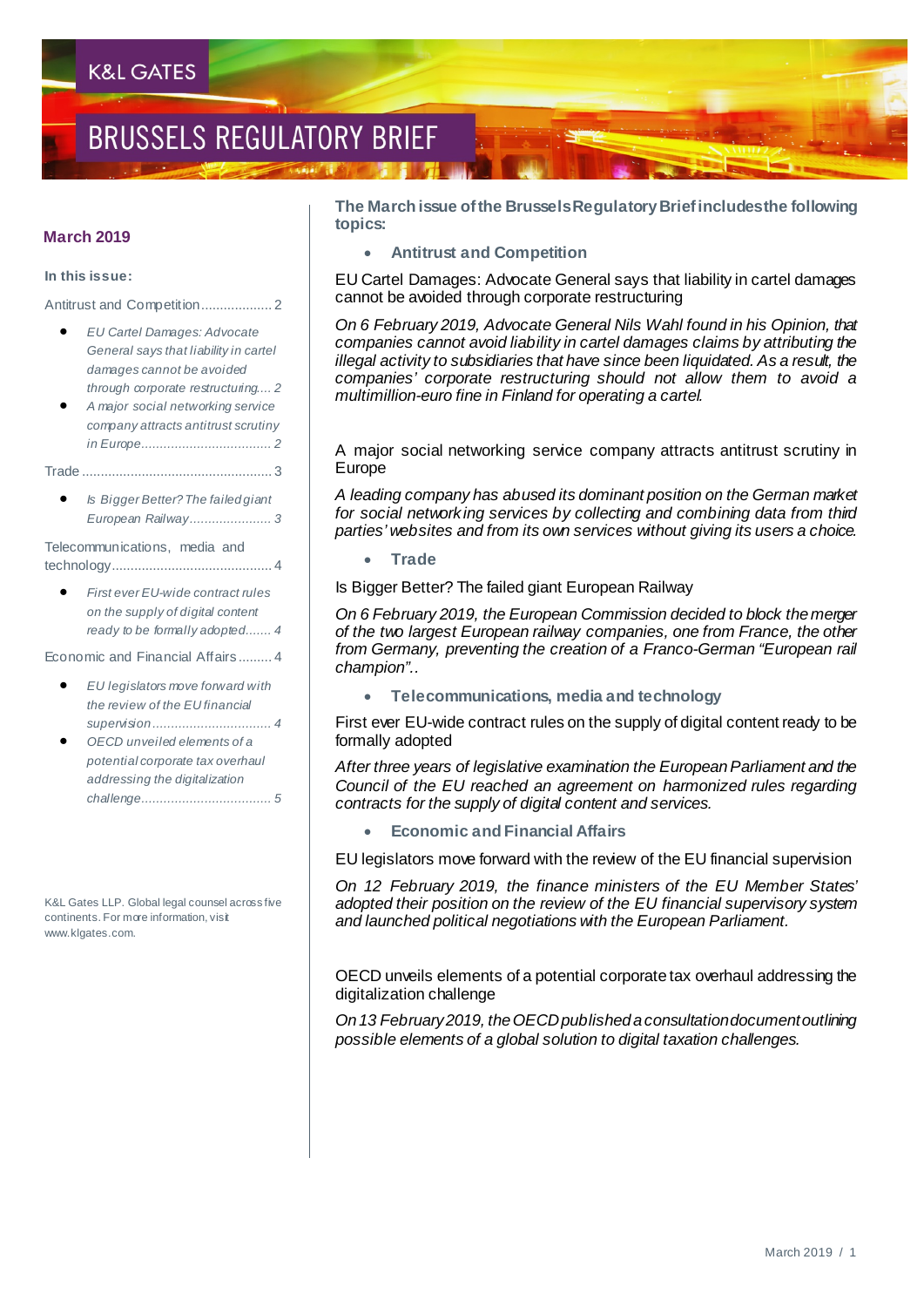K&L GATES

# BRUSSELS REGULATORY BRIEF

**March 2019**

**In this issue:**

Antitrust and Competition .................. 2

- *EU Cartel Damages: Advocate General says that liability in cartel damages cannot be avoided through corporate restructuring.... 2*
- *A major social networking service company attracts antitrust scrutiny in Europe.................................. 2*

Trade .................................................. 3

- *Is Bigger Better? The failed giant European Railway..................... 3*

Telecommunications, media and technology.......................................... 4

- *First ever EU-wide contract rules on the supply of digital content ready to be formally adopted....... 4*

Economic and Financial Affairs ......... 4

- *EU legislators move forward with the review of the EU financial supervision ................................ 4*
- *OECD unveiled elements of a potential corporate tax overhaul addressing the digitalization challenge.................................. 5*

K&L Gates LLP. Global legal counsel across five continents. For more information, visit www.klgates.com.

**The March issue of the Brussels Regulatory Brief includes the following topics:**

- **Antitrust and Competition**

EU Cartel Damages: Advocate General says that liability in cartel damages cannot be avoided through corporate restructuring

*On 6 February 2019, Advocate General Nils Wahl found in his Opinion, that companies cannot avoid liability in cartel damages claims by attributing the illegal activity to subsidiaries that have since been liquidated. As a result, the companies' corporate restructuring should not allow them to avoid a multimillion-euro fine in Finland for operating a cartel.*

A major social networking service company attracts antitrust scrutiny in Europe

*A leading company has abused its dominant position on the German market for social networking services by collecting and combining data from third parties' websites and from its own services without giving its users a choice.*

- **Trade**

Is Bigger Better? The failed giant European Railway

*On 6 February 2019, the European Commission decided to block the merger of the two largest European railway companies, one from France, the other from Germany, preventing the creation of a Franco-German "European rail champion"..*

- **Telecommunications, media and technology**

First ever EU-wide contract rules on the supply of digital content ready to be formally adopted

*After three years of legislative examination the European Parliament and the Council of the EU reached an agreement on harmonized rules regarding contracts for the supply of digital content and services.*

- **Economic and Financial Affairs**

EU legislators move forward with the review of the EU financial supervision

*On 12 February 2019, the finance ministers of the EU Member States' adopted their position on the review of the EU financial supervisory system and launched political negotiations with the European Parliament.*

OECD unveils elements of a potential corporate tax overhaul addressing the digitalization challenge

*On 13 February 2019, the OECD published a consultation document outlining possible elements of a global solution to digital taxation challenges.*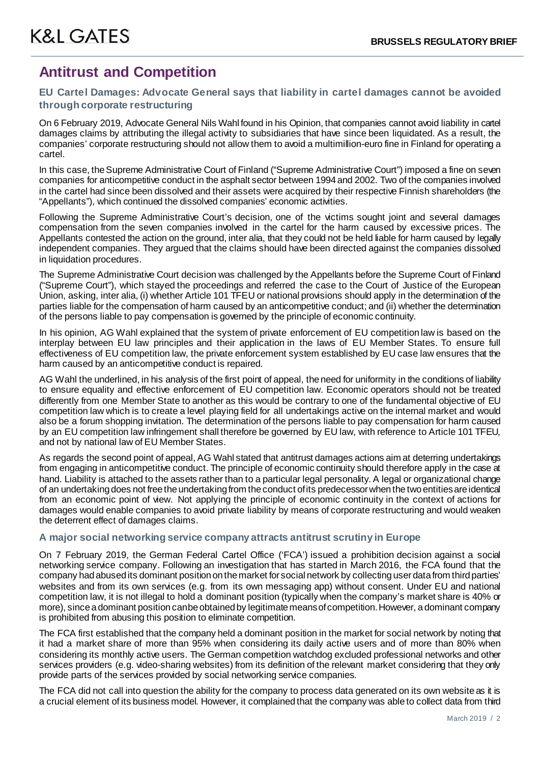# Antitrust and Competition

### EU Cartel Damages: Advocate General says that liability in cartel damages cannot be avoided through corporate restructuring

On 6 February 2019, Advocate General Nils Wahl found in his Opinion, that companies cannot avoid liability in cartel damages claims by attributing the illegal activity to subsidiaries that have since been liquidated. As a result, the companies' corporate restructuring should not allow them to avoid a multimillion-euro fine in Finland for operating a cartel.

In this case, the Supreme Administrative Court of Finland ("Supreme Administrative Court") imposed a fine on seven companies for anticompetitive conduct in the asphalt sector between 1994 and 2002. Two of the companies involved in the cartel had since been dissolved and their assets were acquired by their respective Finnish shareholders (the "Appellants"), which continued the dissolved companies' economic activities.

Following the Supreme Administrative Court's decision, one of the victims sought joint and several damages compensation from the seven companies involved in the cartel for the harm caused by excessive prices. The Appellants contested the action on the ground, inter alia, that they could not be held liable for harm caused by legally independent companies. They argued that the claims should have been directed against the companies dissolved in liquidation procedures.

The Supreme Administrative Court decision was challenged by the Appellants before the Supreme Court of Finland ("Supreme Court"), which stayed the proceedings and referred the case to the Court of Justice of the European Union, asking, inter alia, (i) whether Article 101 TFEU or national provisions should apply in the determination of the parties liable for the compensation of harm caused by an anticompetitive conduct; and (ii) whether the determination of the persons liable to pay compensation is governed by the principle of economic continuity.

In his opinion, AG Wahl explained that the system of private enforcement of EU competition law is based on the interplay between EU law principles and their application in the laws of EU Member States. To ensure full effectiveness of EU competition law, the private enforcement system established by EU case law ensures that the harm caused by an anticompetitive conduct is repaired.

AG Wahl the underlined, in his analysis of the first point of appeal, the need for uniformity in the conditions of liability to ensure equality and effective enforcement of EU competition law. Economic operators should not be treated differently from one Member State to another as this would be contrary to one of the fundamental objective of EU competition law which is to create a level playing field for all undertakings active on the internal market and would also be a forum shopping invitation. The determination of the persons liable to pay compensation for harm caused by an EU competition law infringement shall therefore be governed by EU law, with reference to Article 101 TFEU, and not by national law of EU Member States.

As regards the second point of appeal, AG Wahl stated that antitrust damages actions aim at deterring undertakings from engaging in anticompetitive conduct. The principle of economic continuity should therefore apply in the case at hand. Liability is attached to the assets rather than to a particular legal personality. A legal or organizational change of an undertaking does not free the undertaking from the conduct of its predecessor when the two entities are identical from an economic point of view. Not applying the principle of economic continuity in the context of actions for damages would enable companies to avoid private liability by means of corporate restructuring and would weaken the deterrent effect of damages claims.

### A major social networking service company attracts antitrust scrutiny in Europe

On 7 February 2019, the German Federal Cartel Office ('FCA') issued a prohibition decision against a social networking service company. Following an investigation that has started in March 2016, the FCA found that the company had abused its dominant position on the market for social network by collecting user data from third parties' websites and from its own services (e.g. from its own messaging app) without consent. Under EU and national competition law, it is not illegal to hold a dominant position (typically when the company's market share is 40% or more), since a dominant position can be obtained by legitimate means of competition. However, a dominant company is prohibited from abusing this position to eliminate competition.

The FCA first established that the company held a dominant position in the market for social network by noting that it had a market share of more than 95% when considering its daily active users and of more than 80% when considering its monthly active users. The German competition watchdog excluded professional networks and other services providers (e.g. video-sharing websites) from its definition of the relevant market considering that they only provide parts of the services provided by social networking service companies.

The FCA did not call into question the ability for the company to process data generated on its own website as it is a crucial element of its business model. However, it complained that the company was able to collect data from third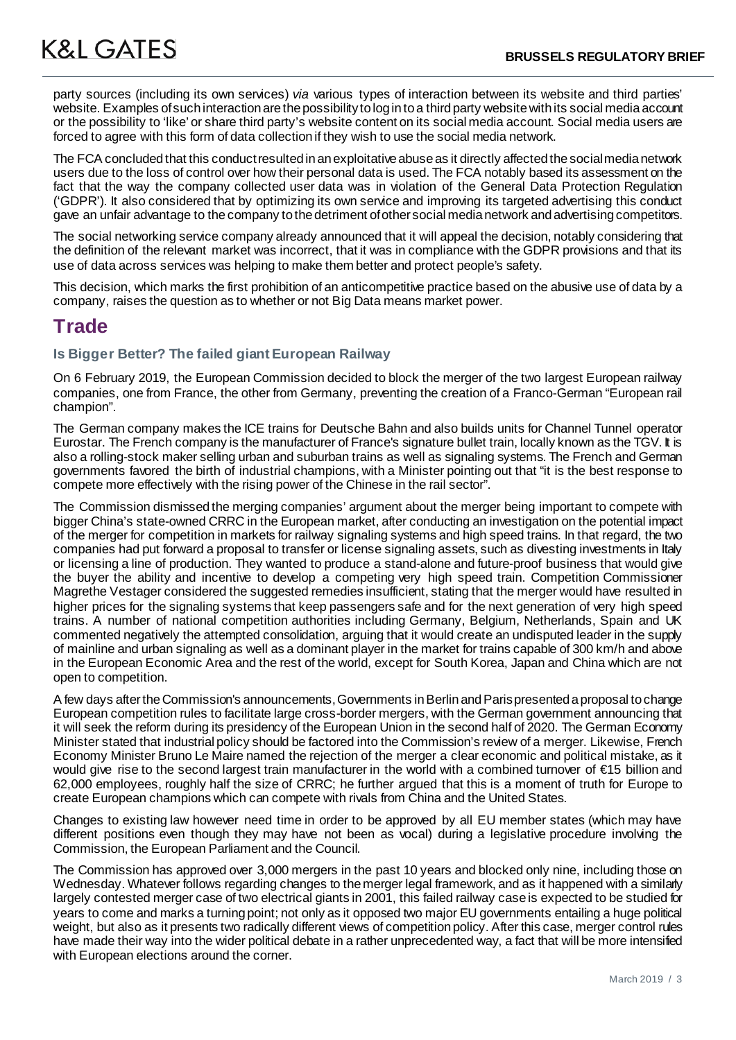party sources (including its own services) *via* various types of interaction between its website and third parties' website. Examples of such interaction are the possibility to log in to a third party website with its social media account or the possibility to 'like' or share third party's website content on its social media account. Social media users are forced to agree with this form of data collection if they wish to use the social media network.

The FCA concluded that this conduct resulted in an exploitative abuse as it directly affected the social media network users due to the loss of control over how their personal data is used. The FCA notably based its assessment on the fact that the way the company collected user data was in violation of the General Data Protection Regulation ('GDPR'). It also considered that by optimizing its own service and improving its targeted advertising this conduct gave an unfair advantage to the company to the detriment of other social media network and advertising competitors.

The social networking service company already announced that it will appeal the decision, notably considering that the definition of the relevant market was incorrect, that it was in compliance with the GDPR provisions and that its use of data across services was helping to make them better and protect people's safety.

This decision, which marks the first prohibition of an anticompetitive practice based on the abusive use of data by a company, raises the question as to whether or not Big Data means market power.

# Trade

### Is Bigger Better? The failed giant European Railway

On 6 February 2019, the European Commission decided to block the merger of the two largest European railway companies, one from France, the other from Germany, preventing the creation of a Franco-German "European rail champion".

The German company makes the ICE trains for Deutsche Bahn and also builds units for Channel Tunnel operator Eurostar. The French company is the manufacturer of France's signature bullet train, locally known as the TGV. It is also a rolling-stock maker selling urban and suburban trains as well as signaling systems. The French and German governments favored the birth of industrial champions, with a Minister pointing out that "it is the best response to compete more effectively with the rising power of the Chinese in the rail sector".

The Commission dismissed the merging companies' argument about the merger being important to compete with bigger China's state-owned CRRC in the European market, after conducting an investigation on the potential impact of the merger for competition in markets for railway signaling systems and high speed trains. In that regard, the two companies had put forward a proposal to transfer or license signaling assets, such as divesting investments in Italy or licensing a line of production. They wanted to produce a stand-alone and future-proof business that would give the buyer the ability and incentive to develop a competing very high speed train. Competition Commissioner Magrethe Vestager considered the suggested remedies insufficient, stating that the merger would have resulted in higher prices for the signaling systems that keep passengers safe and for the next generation of very high speed trains. A number of national competition authorities including Germany, Belgium, Netherlands, Spain and UK commented negatively the attempted consolidation, arguing that it would create an undisputed leader in the supply of mainline and urban signaling as well as a dominant player in the market for trains capable of 300 km/h and above in the European Economic Area and the rest of the world, except for South Korea, Japan and China which are not open to competition.

A few days after the Commission's announcements, Governments in Berlin and Paris presented a proposal to change European competition rules to facilitate large cross-border mergers, with the German government announcing that it will seek the reform during its presidency of the European Union in the second half of 2020. The German Economy Minister stated that industrial policy should be factored into the Commission's review of a merger. Likewise, French Economy Minister Bruno Le Maire named the rejection of the merger a clear economic and political mistake, as it would give rise to the second largest train manufacturer in the world with a combined turnover of €15 billion and 62,000 employees, roughly half the size of CRRC; he further argued that this is a moment of truth for Europe to create European champions which can compete with rivals from China and the United States.

Changes to existing law however need time in order to be approved by all EU member states (which may have different positions even though they may have not been as vocal) during a legislative procedure involving the Commission, the European Parliament and the Council.

The Commission has approved over 3,000 mergers in the past 10 years and blocked only nine, including those on Wednesday. Whatever follows regarding changes to the merger legal framework, and as it happened with a similarly largely contested merger case of two electrical giants in 2001, this failed railway case is expected to be studied for years to come and marks a turning point; not only as it opposed two major EU governments entailing a huge political weight, but also as it presents two radically different views of competition policy. After this case, merger control rules have made their way into the wider political debate in a rather unprecedented way, a fact that will be more intensified with European elections around the corner.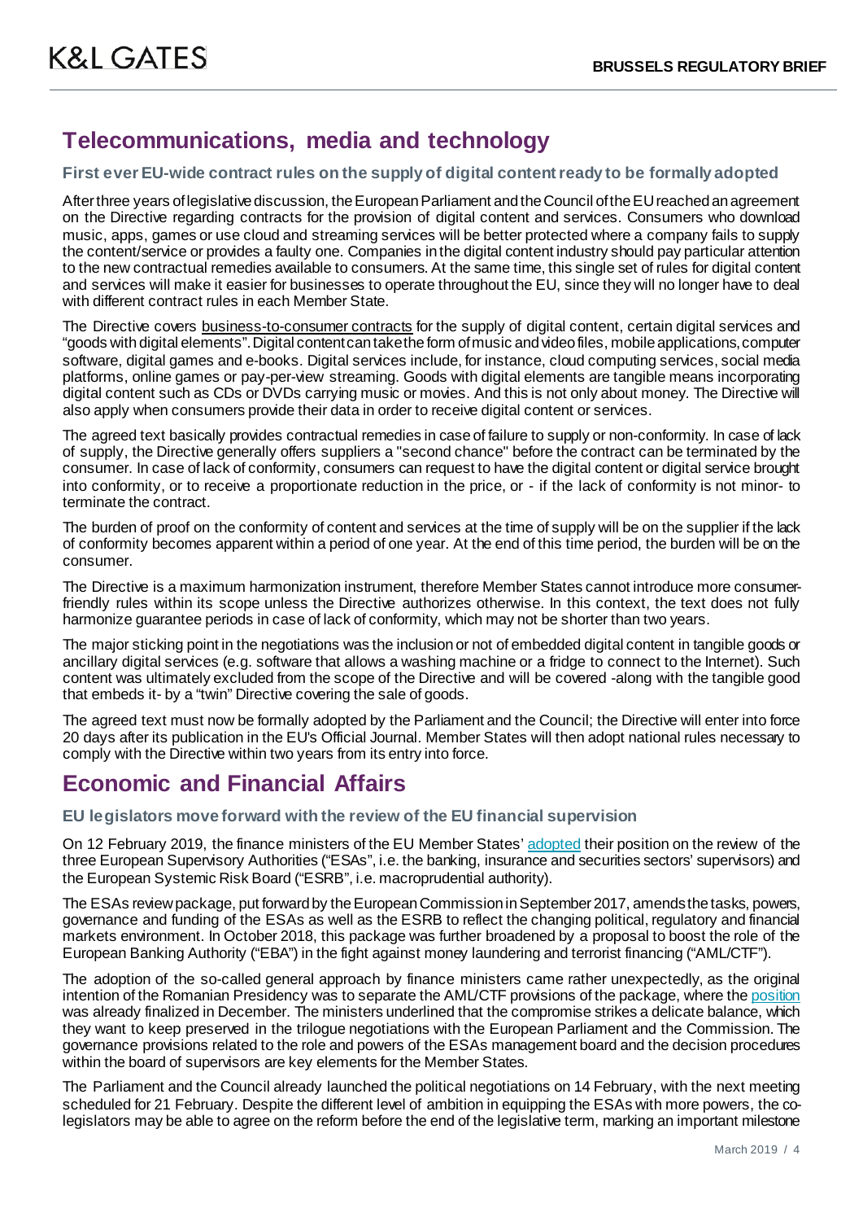# Telecommunications, media and technology

### First ever EU-wide contract rules on the supply of digital content ready to be formally adopted

After three years of legislative discussion, the European Parliament and the Council of the EU reached an agreement on the Directive regarding contracts for the provision of digital content and services. Consumers who download music, apps, games or use cloud and streaming services will be better protected where a company fails to supply the content/service or provides a faulty one. Companies in the digital content industry should pay particular attention to the new contractual remedies available to consumers. At the same time, this single set of rules for digital content and services will make it easier for businesses to operate throughout the EU, since they will no longer have to deal with different contract rules in each Member State.

The Directive covers business-to-consumer contracts for the supply of digital content, certain digital services and "goods with digital elements". Digital content can take the form of music and video files, mobile applications, computer software, digital games and e-books. Digital services include, for instance, cloud computing services, social media platforms, online games or pay-per-view streaming. Goods with digital elements are tangible means incorporating digital content such as CDs or DVDs carrying music or movies. And this is not only about money. The Directive will also apply when consumers provide their data in order to receive digital content or services.

The agreed text basically provides contractual remedies in case of failure to supply or non-conformity. In case of lack of supply, the Directive generally offers suppliers a "second chance" before the contract can be terminated by the consumer. In case of lack of conformity, consumers can request to have the digital content or digital service brought into conformity, or to receive a proportionate reduction in the price, or - if the lack of conformity is not minor- to terminate the contract.

The burden of proof on the conformity of content and services at the time of supply will be on the supplier if the lack of conformity becomes apparent within a period of one year. At the end of this time period, the burden will be on the consumer.

The Directive is a maximum harmonization instrument, therefore Member States cannot introduce more consumer-friendly rules within its scope unless the Directive authorizes otherwise. In this context, the text does not fully harmonize guarantee periods in case of lack of conformity, which may not be shorter than two years.

The major sticking point in the negotiations was the inclusion or not of embedded digital content in tangible goods or ancillary digital services (e.g. software that allows a washing machine or a fridge to connect to the Internet). Such content was ultimately excluded from the scope of the Directive and will be covered -along with the tangible good that embeds it- by a "twin" Directive covering the sale of goods.

The agreed text must now be formally adopted by the Parliament and the Council; the Directive will enter into force 20 days after its publication in the EU's Official Journal. Member States will then adopt national rules necessary to comply with the Directive within two years from its entry into force.

# Economic and Financial Affairs

### EU legislators move forward with the review of the EU financial supervision

On 12 February 2019, the finance ministers of the EU Member States' adopted their position on the review of the three European Supervisory Authorities ("ESAs", i.e. the banking, insurance and securities sectors' supervisors) and the European Systemic Risk Board ("ESRB", i.e. macroprudential authority).

The ESAs review package, put forward by the European Commission in September 2017, amends the tasks, powers, governance and funding of the ESAs as well as the ESRB to reflect the changing political, regulatory and financial markets environment. In October 2018, this package was further broadened by a proposal to boost the role of the European Banking Authority ("EBA") in the fight against money laundering and terrorist financing ("AML/CTF").

The adoption of the so-called general approach by finance ministers came rather unexpectedly, as the original intention of the Romanian Presidency was to separate the AML/CTF provisions of the package, where the position was already finalized in December. The ministers underlined that the compromise strikes a delicate balance, which they want to keep preserved in the trilogue negotiations with the European Parliament and the Commission. The governance provisions related to the role and powers of the ESAs management board and the decision procedures within the board of supervisors are key elements for the Member States.

The Parliament and the Council already launched the political negotiations on 14 February, with the next meeting scheduled for 21 February. Despite the different level of ambition in equipping the ESAs with more powers, the co-legislators may be able to agree on the reform before the end of the legislative term, marking an important milestone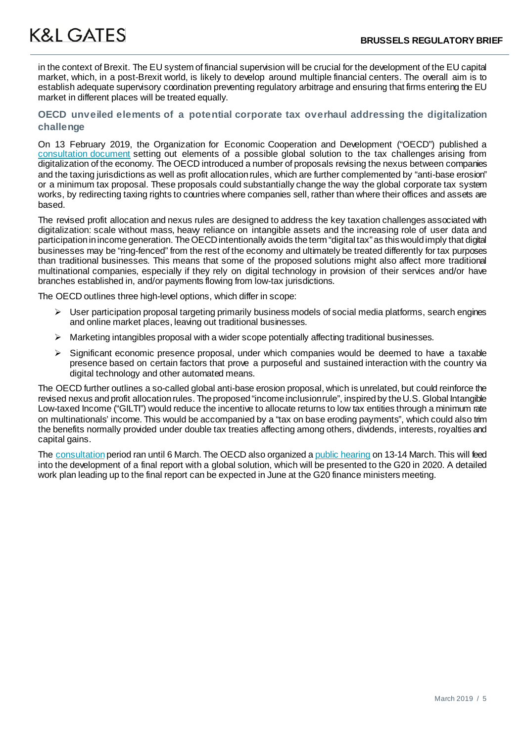in the context of Brexit. The EU system of financial supervision will be crucial for the development of the EU capital market, which, in a post-Brexit world, is likely to develop around multiple financial centers. The overall aim is to establish adequate supervisory coordination preventing regulatory arbitrage and ensuring that firms entering the EU market in different places will be treated equally.

## OECD unveiled elements of a potential corporate tax overhaul addressing the digitalization challenge

On 13 February 2019, the Organization for Economic Cooperation and Development ("OECD") published a consultation document setting out elements of a possible global solution to the tax challenges arising from digitalization of the economy. The OECD introduced a number of proposals revising the nexus between companies and the taxing jurisdictions as well as profit allocation rules, which are further complemented by "anti-base erosion" or a minimum tax proposal. These proposals could substantially change the way the global corporate tax system works, by redirecting taxing rights to countries where companies sell, rather than where their offices and assets are based.

The revised profit allocation and nexus rules are designed to address the key taxation challenges associated with digitalization: scale without mass, heavy reliance on intangible assets and the increasing role of user data and participation in income generation. The OECD intentionally avoids the term "digital tax" as this would imply that digital businesses may be "ring-fenced" from the rest of the economy and ultimately be treated differently for tax purposes than traditional businesses. This means that some of the proposed solutions might also affect more traditional multinational companies, especially if they rely on digital technology in provision of their services and/or have branches established in, and/or payments flowing from low-tax jurisdictions.

The OECD outlines three high-level options, which differ in scope:

- User participation proposal targeting primarily business models of social media platforms, search engines and online market places, leaving out traditional businesses.
- Marketing intangibles proposal with a wider scope potentially affecting traditional businesses.
- Significant economic presence proposal, under which companies would be deemed to have a taxable presence based on certain factors that prove a purposeful and sustained interaction with the country via digital technology and other automated means.

The OECD further outlines a so-called global anti-base erosion proposal, which is unrelated, but could reinforce the revised nexus and profit allocation rules. The proposed "income inclusion rule", inspired by the U.S. Global Intangible Low-taxed Income ("GILTI") would reduce the incentive to allocate returns to low tax entities through a minimum rate on multinationals' income. This would be accompanied by a "tax on base eroding payments", which could also trim the benefits normally provided under double tax treaties affecting among others, dividends, interests, royalties and capital gains.

The consultation period ran until 6 March. The OECD also organized a public hearing on 13-14 March. This will feed into the development of a final report with a global solution, which will be presented to the G20 in 2020. A detailed work plan leading up to the final report can be expected in June at the G20 finance ministers meeting.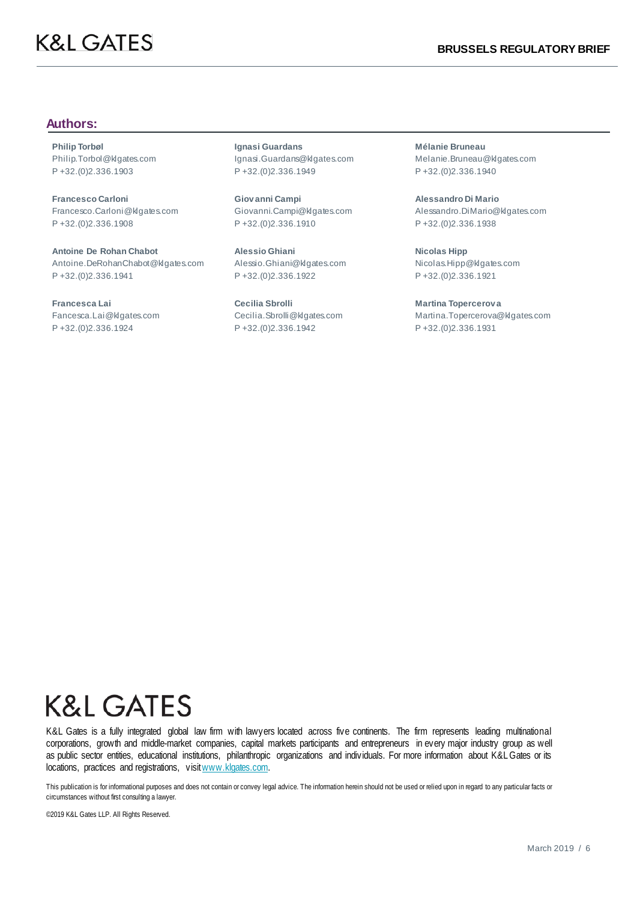## Authors:

**Philip Torbøl**
Philip.Torbol@klgates.com
P +32.(0)2.336.1903

**Ignasi Guardans**
Ignasi.Guardans@klgates.com
P +32.(0)2.336.1949

**Mélanie Bruneau**
Melanie.Bruneau@klgates.com
P +32.(0)2.336.1940

**Francesco Carloni**
Francesco.Carloni@klgates.com
P +32.(0)2.336.1908

**Giovanni Campi**
Giovanni.Campi@klgates.com
P +32.(0)2.336.1910

**Alessandro Di Mario**
Alessandro.DiMario@klgates.com
P +32.(0)2.336.1938

**Antoine De Rohan Chabot**
Antoine.DeRohanChabot@klgates.com
P +32.(0)2.336.1941

**Alessio Ghiani**
Alessio.Ghiani@klgates.com
P +32.(0)2.336.1922

**Nicolas Hipp**
Nicolas.Hipp@klgates.com
P +32.(0)2.336.1921

**Francesca Lai**
Fancesca.Lai@klgates.com
P +32.(0)2.336.1924

**Cecilia Sbrolli**
Cecilia.Sbrolli@klgates.com
P +32.(0)2.336.1942

**Martina Topercerova**
Martina.Topercerova@klgates.com
P +32.(0)2.336.1931

K&L GATES

K&L Gates is a fully integrated global law firm with lawyers located across five continents. The firm represents leading multinational corporations, growth and middle-market companies, capital markets participants and entrepreneurs in every major industry group as well as public sector entities, educational institutions, philanthropic organizations and individuals. For more information about K&L Gates or its locations, practices and registrations, visit www.klgates.com.

This publication is for informational purposes and does not contain or convey legal advice. The information herein should not be used or relied upon in regard to any particular facts or circumstances without first consulting a lawyer.

©2019 K&L Gates LLP. All Rights Reserved.